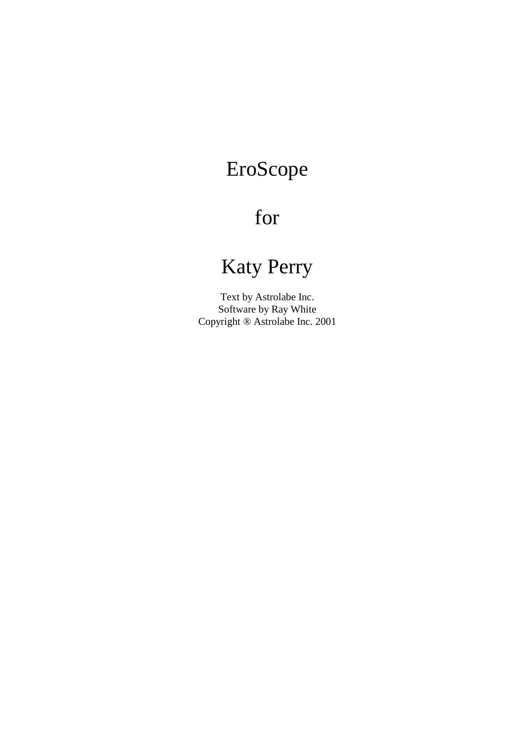# EroScope

# for

# Katy Perry

Text by Astrolabe Inc.
Software by Ray White
Copyright ® Astrolabe Inc. 2001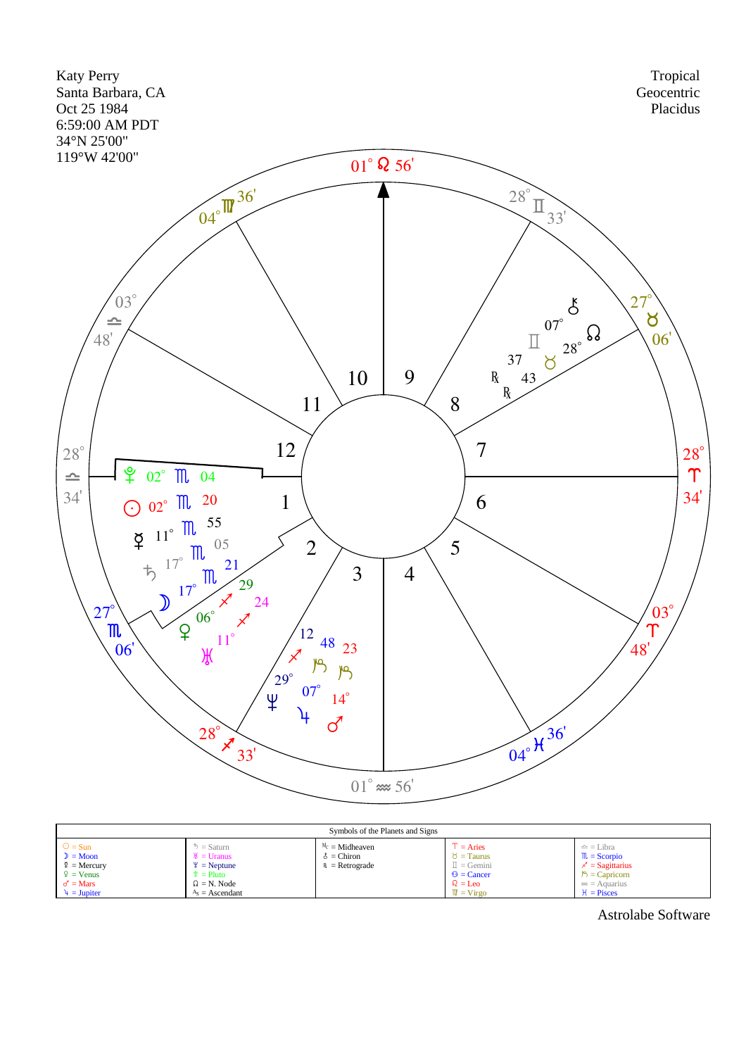Katy Perry
Santa Barbara, CA
Oct 25 1984
6:59:00 AM PDT
34°N 25'00"
119°W 42'00"

Tropical
Geocentric
Placidus

| Symbols of the Planets and Signs | | | | |
|---|---|---|---|---|
| ☉ = Sun | ♄ = Saturn | Mc = Midheaven | ♈ = Aries | ♎ = Libra |
| ☽ = Moon | ♅ = Uranus | ⚷ = Chiron | ♉ = Taurus | ♏ = Scorpio |
| ☿ = Mercury | ♆ = Neptune | ℞ = Retrograde | ♊ = Gemini | ♐ = Sagittarius |
| ♀ = Venus | ♇ = Pluto | | ♋ = Cancer | ♑ = Capricorn |
| ♂ = Mars | ☊ = N. Node | | ♌ = Leo | ♒ = Aquarius |
| ♃ = Jupiter | As = Ascendant | | ♍ = Virgo | ♓ = Pisces |

Astrolabe Software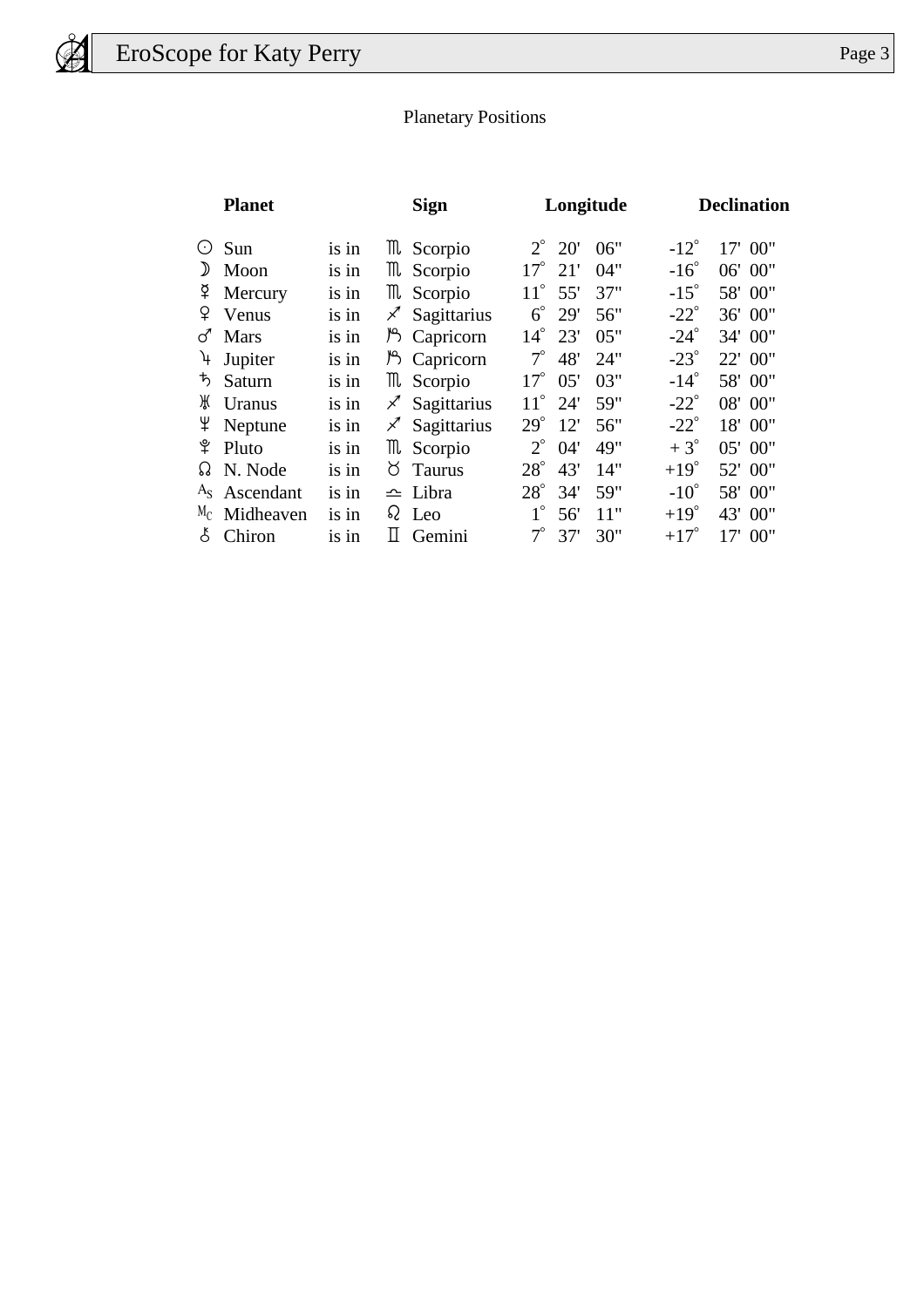## Planetary Positions

| | Planet | | | Sign | Longitude | Declination |
|---|---|---|---|---|---|---|
| ☉ | Sun | is in | ♏ | Scorpio | 2° 20' 06" | -12° 17' 00" |
| ☽ | Moon | is in | ♏ | Scorpio | 17° 21' 04" | -16° 06' 00" |
| ☿ | Mercury | is in | ♏ | Scorpio | 11° 55' 37" | -15° 58' 00" |
| ♀ | Venus | is in | ♐ | Sagittarius | 6° 29' 56" | -22° 36' 00" |
| ♂ | Mars | is in | ♑ | Capricorn | 14° 23' 05" | -24° 34' 00" |
| ♃ | Jupiter | is in | ♑ | Capricorn | 7° 48' 24" | -23° 22' 00" |
| ♄ | Saturn | is in | ♏ | Scorpio | 17° 05' 03" | -14° 58' 00" |
| ♅ | Uranus | is in | ♐ | Sagittarius | 11° 24' 59" | -22° 08' 00" |
| ♆ | Neptune | is in | ♐ | Sagittarius | 29° 12' 56" | -22° 18' 00" |
| ♇ | Pluto | is in | ♏ | Scorpio | 2° 04' 49" | + 3° 05' 00" |
| ☊ | N. Node | is in | ♉ | Taurus | 28° 43' 14" | +19° 52' 00" |
| As | Ascendant | is in | ♎ | Libra | 28° 34' 59" | -10° 58' 00" |
| Mc | Midheaven | is in | ♌ | Leo | 1° 56' 11" | +19° 43' 00" |
| ⚷ | Chiron | is in | ♊ | Gemini | 7° 37' 30" | +17° 17' 00" |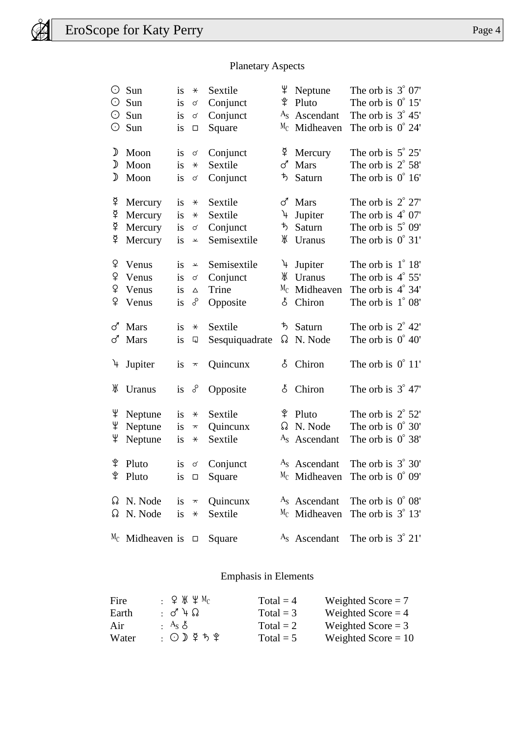## Planetary Aspects

| | | | | | | |
|---|---|---|---|---|---|---|
| ☉ Sun | is | ⚹ | Sextile | ♆ Neptune | The orb is | 3° 07' |
| ☉ Sun | is | ☌ | Conjunct | ♇ Pluto | The orb is | 0° 15' |
| ☉ Sun | is | ☌ | Conjunct | As Ascendant | The orb is | 3° 45' |
| ☉ Sun | is | □ | Square | Mc Midheaven | The orb is | 0° 24' |
| ☽ Moon | is | ☌ | Conjunct | ☿ Mercury | The orb is | 5° 25' |
| ☽ Moon | is | ⚹ | Sextile | ♂ Mars | The orb is | 2° 58' |
| ☽ Moon | is | ☌ | Conjunct | ♄ Saturn | The orb is | 0° 16' |
| ☿ Mercury | is | ⚹ | Sextile | ♂ Mars | The orb is | 2° 27' |
| ☿ Mercury | is | ⚹ | Sextile | ♃ Jupiter | The orb is | 4° 07' |
| ☿ Mercury | is | ☌ | Conjunct | ♄ Saturn | The orb is | 5° 09' |
| ☿ Mercury | is | ⚺ | Semisextile | ♅ Uranus | The orb is | 0° 31' |
| ♀ Venus | is | ⚺ | Semisextile | ♃ Jupiter | The orb is | 1° 18' |
| ♀ Venus | is | ☌ | Conjunct | ♅ Uranus | The orb is | 4° 55' |
| ♀ Venus | is | △ | Trine | Mc Midheaven | The orb is | 4° 34' |
| ♀ Venus | is | ☍ | Opposite | ⚷ Chiron | The orb is | 1° 08' |
| ♂ Mars | is | ⚹ | Sextile | ♄ Saturn | The orb is | 2° 42' |
| ♂ Mars | is | ⚼ | Sesquiquadrate | ☊ N. Node | The orb is | 0° 40' |
| ♃ Jupiter | is | ⚻ | Quincunx | ⚷ Chiron | The orb is | 0° 11' |
| ♅ Uranus | is | ☍ | Opposite | ⚷ Chiron | The orb is | 3° 47' |
| ♆ Neptune | is | ⚹ | Sextile | ♇ Pluto | The orb is | 2° 52' |
| ♆ Neptune | is | ⚻ | Quincunx | ☊ N. Node | The orb is | 0° 30' |
| ♆ Neptune | is | ⚹ | Sextile | As Ascendant | The orb is | 0° 38' |
| ♇ Pluto | is | ☌ | Conjunct | As Ascendant | The orb is | 3° 30' |
| ♇ Pluto | is | □ | Square | Mc Midheaven | The orb is | 0° 09' |
| ☊ N. Node | is | ⚻ | Quincunx | As Ascendant | The orb is | 0° 08' |
| ☊ N. Node | is | ⚹ | Sextile | Mc Midheaven | The orb is | 3° 13' |
| Mc Midheaven | is | □ | Square | As Ascendant | The orb is | 3° 21' |

## Emphasis in Elements

| | | | |
|---|---|---|---|
| Fire | : ♀ ♅ ♆ Mc | Total = 4 | Weighted Score = 7 |
| Earth | : ♂ ♃ ☊ | Total = 3 | Weighted Score = 4 |
| Air | : As ⚷ | Total = 2 | Weighted Score = 3 |
| Water | : ☉ ☽ ☿ ♄ ♇ | Total = 5 | Weighted Score = 10 |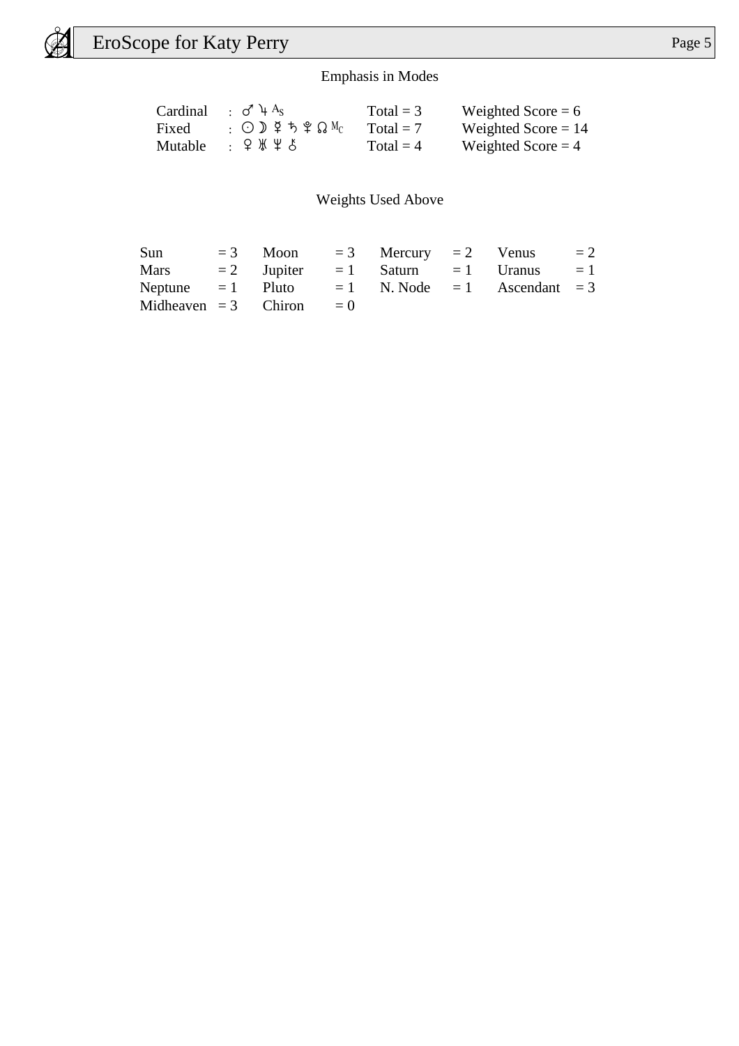## Emphasis in Modes

| | | | |
|---|---|---|---|
| Cardinal | : ♂ ♃ As | Total = 3 | Weighted Score = 6 |
| Fixed | : ☉ ☽ ☿ ♄ ♇ ☊ Mc | Total = 7 | Weighted Score = 14 |
| Mutable | : ♀ ♅ ♆ ⚷ | Total = 4 | Weighted Score = 4 |

## Weights Used Above

| | | | | | | | |
|---|---|---|---|---|---|---|---|
| Sun | = 3 | Moon | = 3 | Mercury | = 2 | Venus | = 2 |
| Mars | = 2 | Jupiter | = 1 | Saturn | = 1 | Uranus | = 1 |
| Neptune | = 1 | Pluto | = 1 | N. Node | = 1 | Ascendant | = 3 |
| Midheaven | = 3 | Chiron | = 0 | | | | |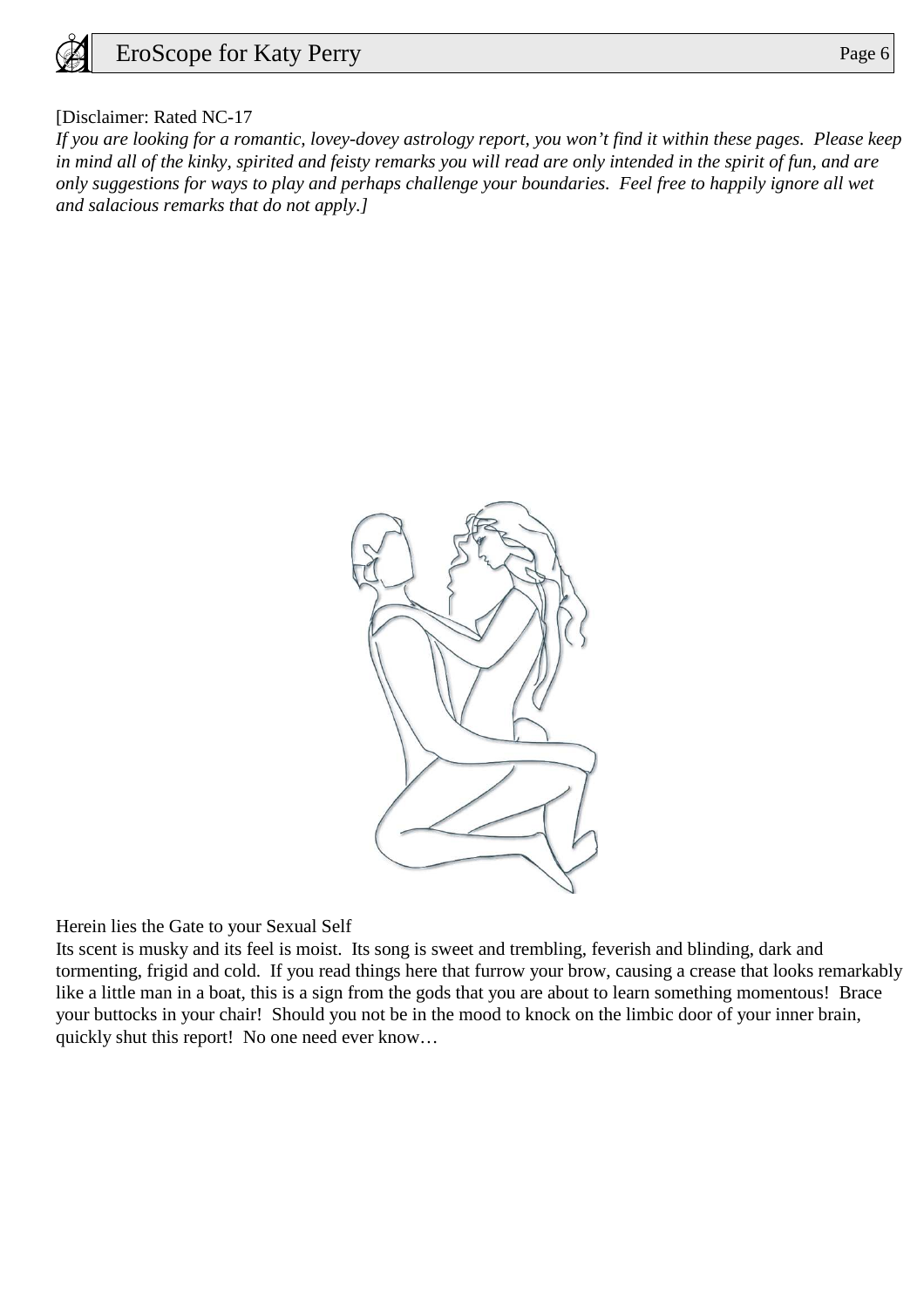[Disclaimer: Rated NC-17

*If you are looking for a romantic, lovey-dovey astrology report, you won't find it within these pages. Please keep in mind all of the kinky, spirited and feisty remarks you will read are only intended in the spirit of fun, and are only suggestions for ways to play and perhaps challenge your boundaries. Feel free to happily ignore all wet and salacious remarks that do not apply.]*

Herein lies the Gate to your Sexual Self

Its scent is musky and its feel is moist. Its song is sweet and trembling, feverish and blinding, dark and tormenting, frigid and cold. If you read things here that furrow your brow, causing a crease that looks remarkably like a little man in a boat, this is a sign from the gods that you are about to learn something momentous! Brace your buttocks in your chair! Should you not be in the mood to knock on the limbic door of your inner brain, quickly shut this report! No one need ever know…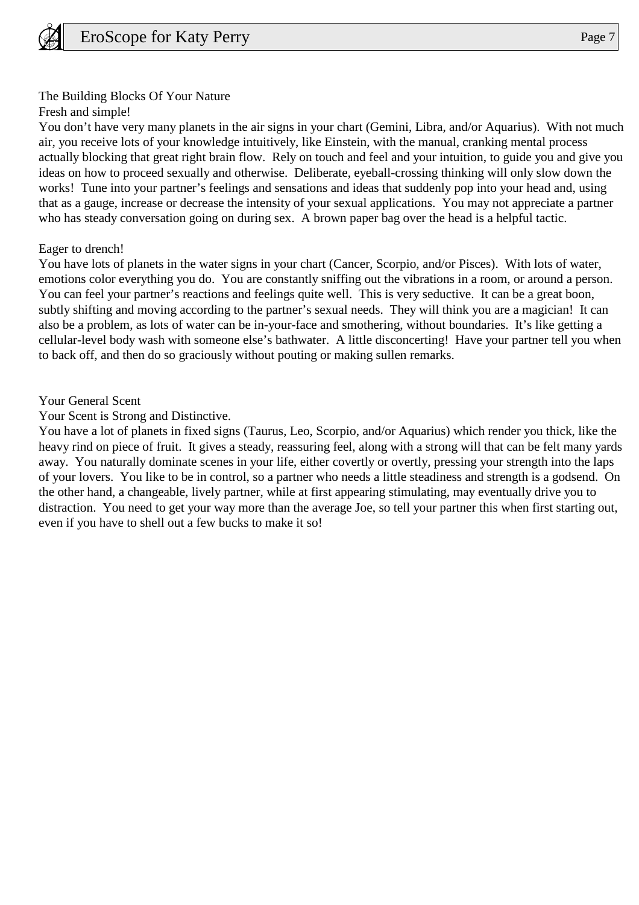## The Building Blocks Of Your Nature

### Fresh and simple!

You don’t have very many planets in the air signs in your chart (Gemini, Libra, and/or Aquarius). With not much air, you receive lots of your knowledge intuitively, like Einstein, with the manual, cranking mental process actually blocking that great right brain flow. Rely on touch and feel and your intuition, to guide you and give you ideas on how to proceed sexually and otherwise. Deliberate, eyeball-crossing thinking will only slow down the works! Tune into your partner’s feelings and sensations and ideas that suddenly pop into your head and, using that as a gauge, increase or decrease the intensity of your sexual applications. You may not appreciate a partner who has steady conversation going on during sex. A brown paper bag over the head is a helpful tactic.

### Eager to drench!

You have lots of planets in the water signs in your chart (Cancer, Scorpio, and/or Pisces). With lots of water, emotions color everything you do. You are constantly sniffing out the vibrations in a room, or around a person. You can feel your partner’s reactions and feelings quite well. This is very seductive. It can be a great boon, subtly shifting and moving according to the partner’s sexual needs. They will think you are a magician! It can also be a problem, as lots of water can be in-your-face and smothering, without boundaries. It’s like getting a cellular-level body wash with someone else’s bathwater. A little disconcerting! Have your partner tell you when to back off, and then do so graciously without pouting or making sullen remarks.

## Your General Scent

### Your Scent is Strong and Distinctive.

You have a lot of planets in fixed signs (Taurus, Leo, Scorpio, and/or Aquarius) which render you thick, like the heavy rind on piece of fruit. It gives a steady, reassuring feel, along with a strong will that can be felt many yards away. You naturally dominate scenes in your life, either covertly or overtly, pressing your strength into the laps of your lovers. You like to be in control, so a partner who needs a little steadiness and strength is a godsend. On the other hand, a changeable, lively partner, while at first appearing stimulating, may eventually drive you to distraction. You need to get your way more than the average Joe, so tell your partner this when first starting out, even if you have to shell out a few bucks to make it so!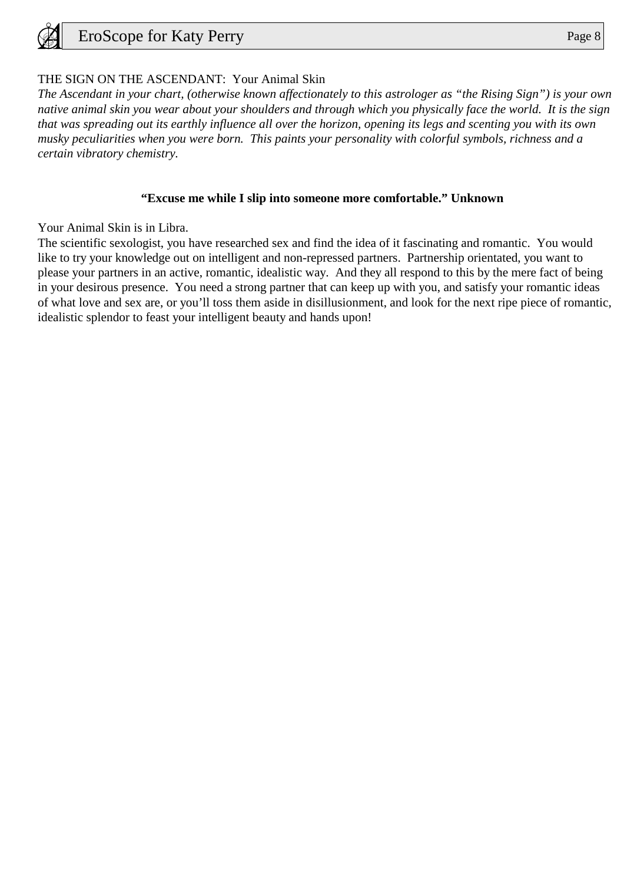THE SIGN ON THE ASCENDANT: Your Animal Skin

*The Ascendant in your chart, (otherwise known affectionately to this astrologer as "the Rising Sign") is your own native animal skin you wear about your shoulders and through which you physically face the world. It is the sign that was spreading out its earthly influence all over the horizon, opening its legs and scenting you with its own musky peculiarities when you were born. This paints your personality with colorful symbols, richness and a certain vibratory chemistry.*

**"Excuse me while I slip into someone more comfortable." Unknown**

Your Animal Skin is in Libra.

The scientific sexologist, you have researched sex and find the idea of it fascinating and romantic. You would like to try your knowledge out on intelligent and non-repressed partners. Partnership orientated, you want to please your partners in an active, romantic, idealistic way. And they all respond to this by the mere fact of being in your desirous presence. You need a strong partner that can keep up with you, and satisfy your romantic ideas of what love and sex are, or you'll toss them aside in disillusionment, and look for the next ripe piece of romantic, idealistic splendor to feast your intelligent beauty and hands upon!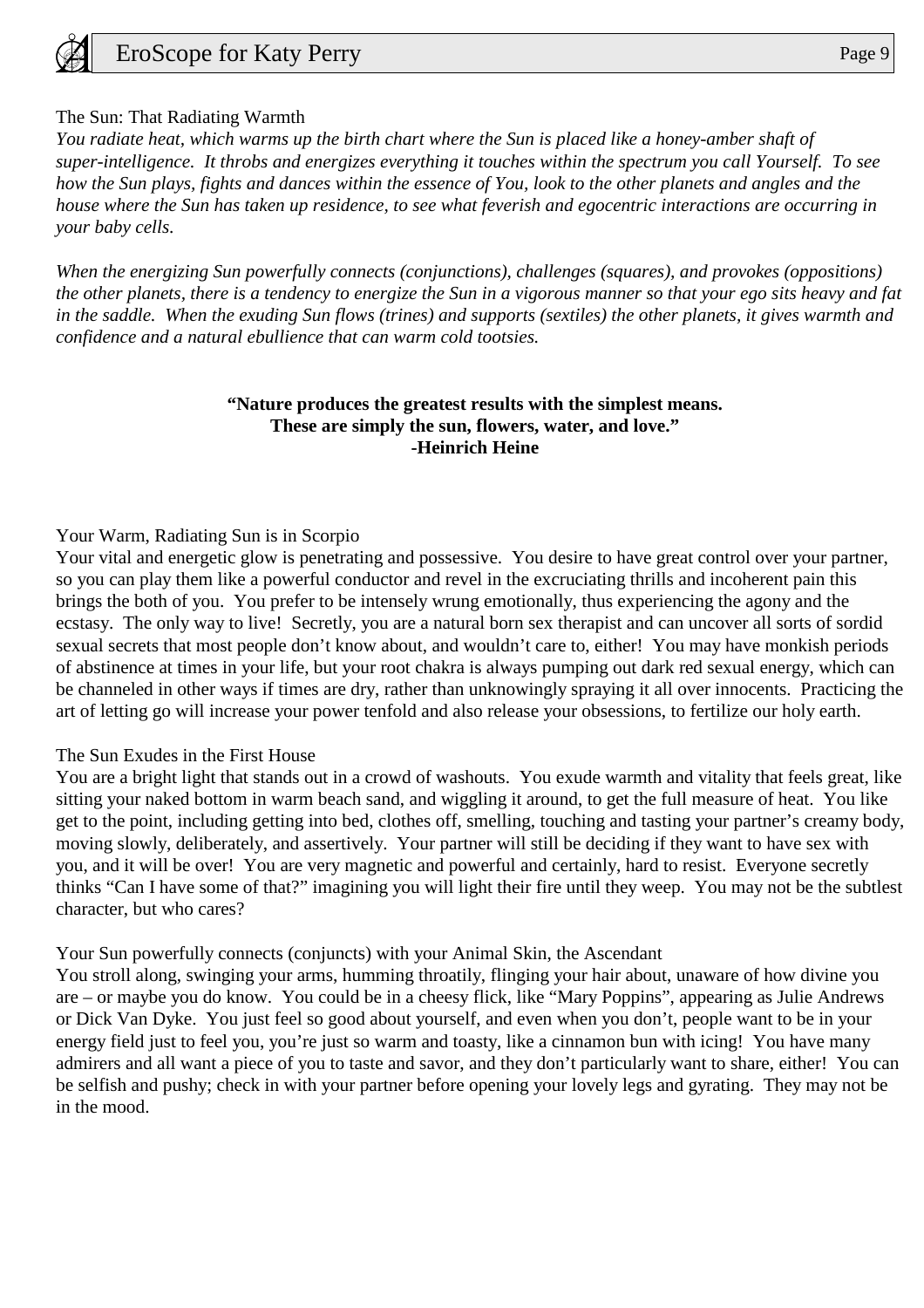## The Sun: That Radiating Warmth

*You radiate heat, which warms up the birth chart where the Sun is placed like a honey-amber shaft of super-intelligence. It throbs and energizes everything it touches within the spectrum you call Yourself. To see how the Sun plays, fights and dances within the essence of You, look to the other planets and angles and the house where the Sun has taken up residence, to see what feverish and egocentric interactions are occurring in your baby cells.*

*When the energizing Sun powerfully connects (conjunctions), challenges (squares), and provokes (oppositions) the other planets, there is a tendency to energize the Sun in a vigorous manner so that your ego sits heavy and fat in the saddle. When the exuding Sun flows (trines) and supports (sextiles) the other planets, it gives warmth and confidence and a natural ebullience that can warm cold tootsies.*

**"Nature produces the greatest results with the simplest means.
These are simply the sun, flowers, water, and love."
-Heinrich Heine**

### Your Warm, Radiating Sun is in Scorpio

Your vital and energetic glow is penetrating and possessive. You desire to have great control over your partner, so you can play them like a powerful conductor and revel in the excruciating thrills and incoherent pain this brings the both of you. You prefer to be intensely wrung emotionally, thus experiencing the agony and the ecstasy. The only way to live! Secretly, you are a natural born sex therapist and can uncover all sorts of sordid sexual secrets that most people don't know about, and wouldn't care to, either! You may have monkish periods of abstinence at times in your life, but your root chakra is always pumping out dark red sexual energy, which can be channeled in other ways if times are dry, rather than unknowingly spraying it all over innocents. Practicing the art of letting go will increase your power tenfold and also release your obsessions, to fertilize our holy earth.

### The Sun Exudes in the First House

You are a bright light that stands out in a crowd of washouts. You exude warmth and vitality that feels great, like sitting your naked bottom in warm beach sand, and wiggling it around, to get the full measure of heat. You like get to the point, including getting into bed, clothes off, smelling, touching and tasting your partner's creamy body, moving slowly, deliberately, and assertively. Your partner will still be deciding if they want to have sex with you, and it will be over! You are very magnetic and powerful and certainly, hard to resist. Everyone secretly thinks "Can I have some of that?" imagining you will light their fire until they weep. You may not be the subtlest character, but who cares?

### Your Sun powerfully connects (conjuncts) with your Animal Skin, the Ascendant

You stroll along, swinging your arms, humming throatily, flinging your hair about, unaware of how divine you are – or maybe you do know. You could be in a cheesy flick, like "Mary Poppins", appearing as Julie Andrews or Dick Van Dyke. You just feel so good about yourself, and even when you don't, people want to be in your energy field just to feel you, you're just so warm and toasty, like a cinnamon bun with icing! You have many admirers and all want a piece of you to taste and savor, and they don't particularly want to share, either! You can be selfish and pushy; check in with your partner before opening your lovely legs and gyrating. They may not be in the mood.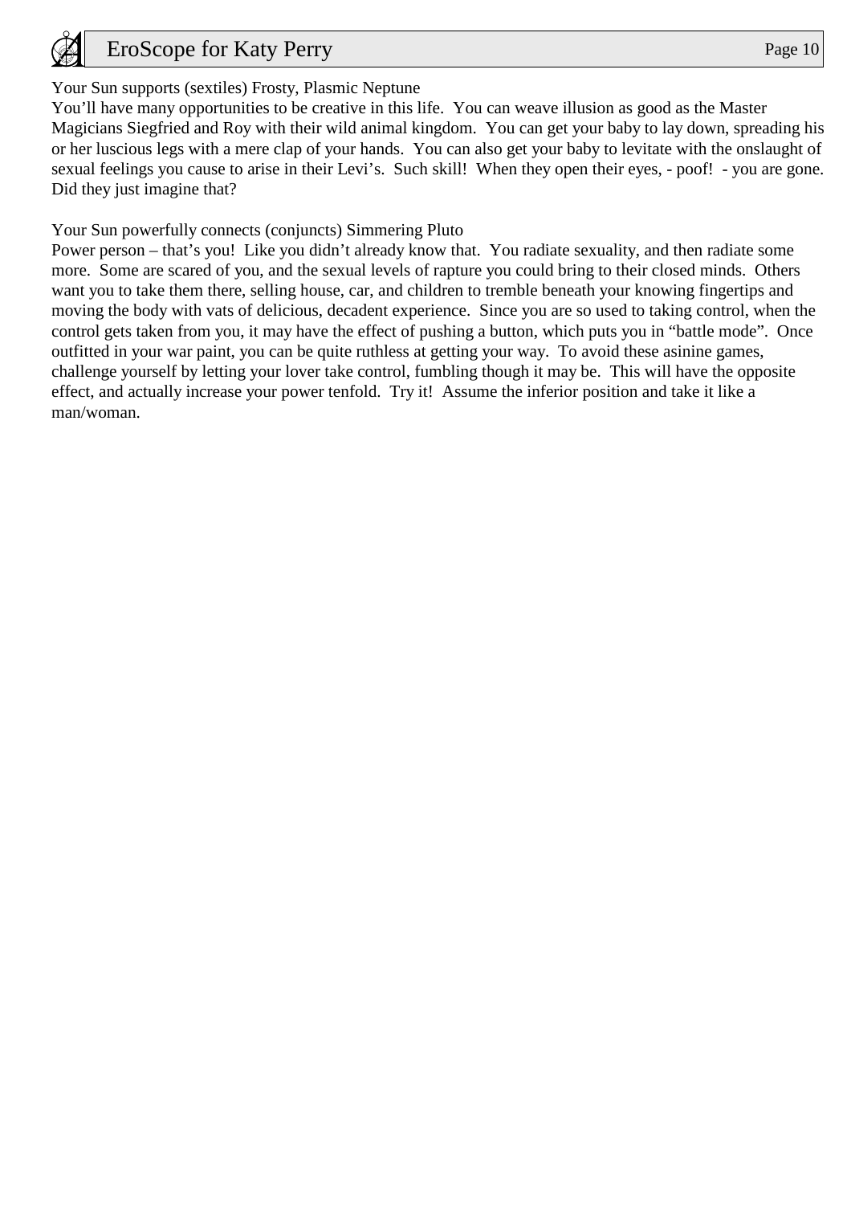Your Sun supports (sextiles) Frosty, Plasmic Neptune
You'll have many opportunities to be creative in this life.  You can weave illusion as good as the Master Magicians Siegfried and Roy with their wild animal kingdom.  You can get your baby to lay down, spreading his or her luscious legs with a mere clap of your hands.  You can also get your baby to levitate with the onslaught of sexual feelings you cause to arise in their Levi's.  Such skill!  When they open their eyes, - poof!  - you are gone. Did they just imagine that?

Your Sun powerfully connects (conjuncts) Simmering Pluto
Power person – that's you!  Like you didn't already know that.  You radiate sexuality, and then radiate some more.  Some are scared of you, and the sexual levels of rapture you could bring to their closed minds.  Others want you to take them there, selling house, car, and children to tremble beneath your knowing fingertips and moving the body with vats of delicious, decadent experience.  Since you are so used to taking control, when the control gets taken from you, it may have the effect of pushing a button, which puts you in "battle mode".  Once outfitted in your war paint, you can be quite ruthless at getting your way.  To avoid these asinine games, challenge yourself by letting your lover take control, fumbling though it may be.  This will have the opposite effect, and actually increase your power tenfold.  Try it!  Assume the inferior position and take it like a man/woman.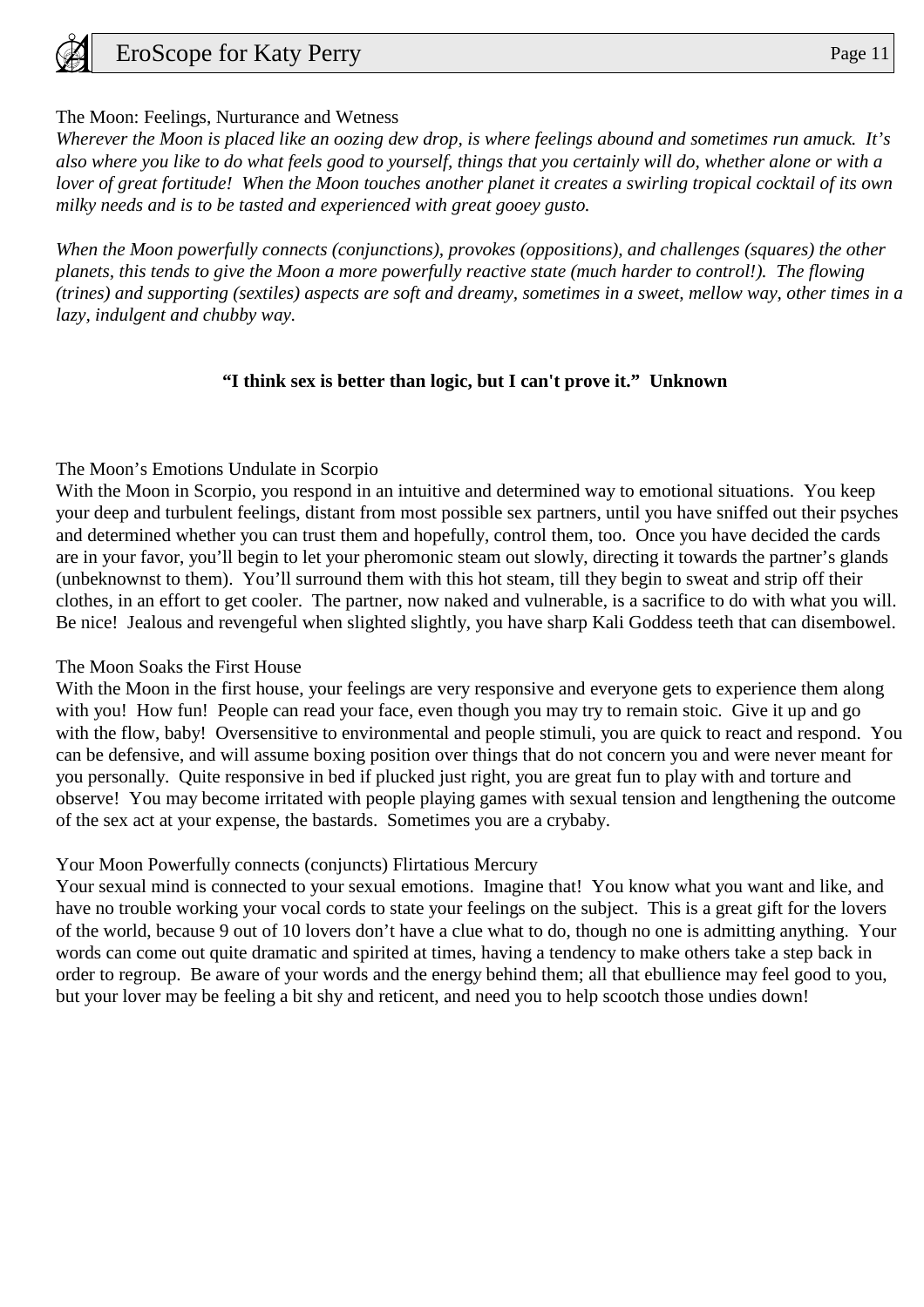## The Moon: Feelings, Nurturance and Wetness

*Wherever the Moon is placed like an oozing dew drop, is where feelings abound and sometimes run amuck. It's also where you like to do what feels good to yourself, things that you certainly will do, whether alone or with a lover of great fortitude! When the Moon touches another planet it creates a swirling tropical cocktail of its own milky needs and is to be tasted and experienced with great gooey gusto.*

*When the Moon powerfully connects (conjunctions), provokes (oppositions), and challenges (squares) the other planets, this tends to give the Moon a more powerfully reactive state (much harder to control!). The flowing (trines) and supporting (sextiles) aspects are soft and dreamy, sometimes in a sweet, mellow way, other times in a lazy, indulgent and chubby way.*

**"I think sex is better than logic, but I can't prove it." Unknown**

### The Moon's Emotions Undulate in Scorpio

With the Moon in Scorpio, you respond in an intuitive and determined way to emotional situations. You keep your deep and turbulent feelings, distant from most possible sex partners, until you have sniffed out their psyches and determined whether you can trust them and hopefully, control them, too. Once you have decided the cards are in your favor, you'll begin to let your pheromonic steam out slowly, directing it towards the partner's glands (unbeknownst to them). You'll surround them with this hot steam, till they begin to sweat and strip off their clothes, in an effort to get cooler. The partner, now naked and vulnerable, is a sacrifice to do with what you will. Be nice! Jealous and revengeful when slighted slightly, you have sharp Kali Goddess teeth that can disembowel.

### The Moon Soaks the First House

With the Moon in the first house, your feelings are very responsive and everyone gets to experience them along with you! How fun! People can read your face, even though you may try to remain stoic. Give it up and go with the flow, baby! Oversensitive to environmental and people stimuli, you are quick to react and respond. You can be defensive, and will assume boxing position over things that do not concern you and were never meant for you personally. Quite responsive in bed if plucked just right, you are great fun to play with and torture and observe! You may become irritated with people playing games with sexual tension and lengthening the outcome of the sex act at your expense, the bastards. Sometimes you are a crybaby.

### Your Moon Powerfully connects (conjuncts) Flirtatious Mercury

Your sexual mind is connected to your sexual emotions. Imagine that! You know what you want and like, and have no trouble working your vocal cords to state your feelings on the subject. This is a great gift for the lovers of the world, because 9 out of 10 lovers don't have a clue what to do, though no one is admitting anything. Your words can come out quite dramatic and spirited at times, having a tendency to make others take a step back in order to regroup. Be aware of your words and the energy behind them; all that ebullience may feel good to you, but your lover may be feeling a bit shy and reticent, and need you to help scootch those undies down!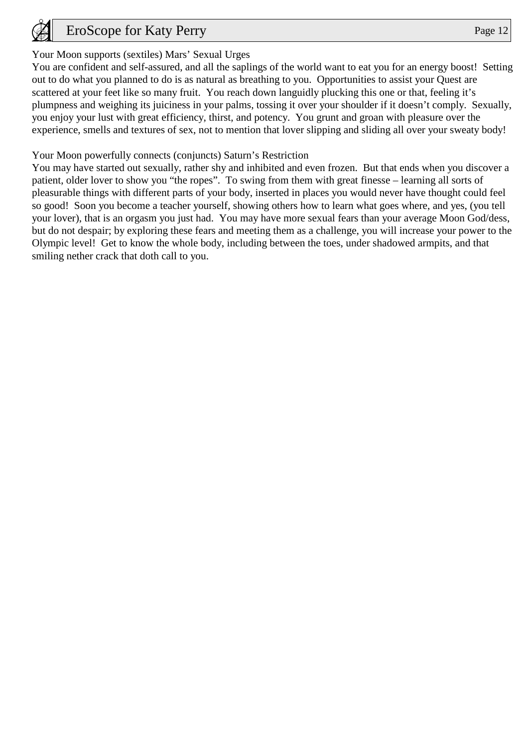Your Moon supports (sextiles) Mars' Sexual Urges

You are confident and self-assured, and all the saplings of the world want to eat you for an energy boost! Setting out to do what you planned to do is as natural as breathing to you. Opportunities to assist your Quest are scattered at your feet like so many fruit. You reach down languidly plucking this one or that, feeling it's plumpness and weighing its juiciness in your palms, tossing it over your shoulder if it doesn't comply. Sexually, you enjoy your lust with great efficiency, thirst, and potency. You grunt and groan with pleasure over the experience, smells and textures of sex, not to mention that lover slipping and sliding all over your sweaty body!

Your Moon powerfully connects (conjuncts) Saturn's Restriction

You may have started out sexually, rather shy and inhibited and even frozen. But that ends when you discover a patient, older lover to show you "the ropes". To swing from them with great finesse – learning all sorts of pleasurable things with different parts of your body, inserted in places you would never have thought could feel so good! Soon you become a teacher yourself, showing others how to learn what goes where, and yes, (you tell your lover), that is an orgasm you just had. You may have more sexual fears than your average Moon God/dess, but do not despair; by exploring these fears and meeting them as a challenge, you will increase your power to the Olympic level! Get to know the whole body, including between the toes, under shadowed armpits, and that smiling nether crack that doth call to you.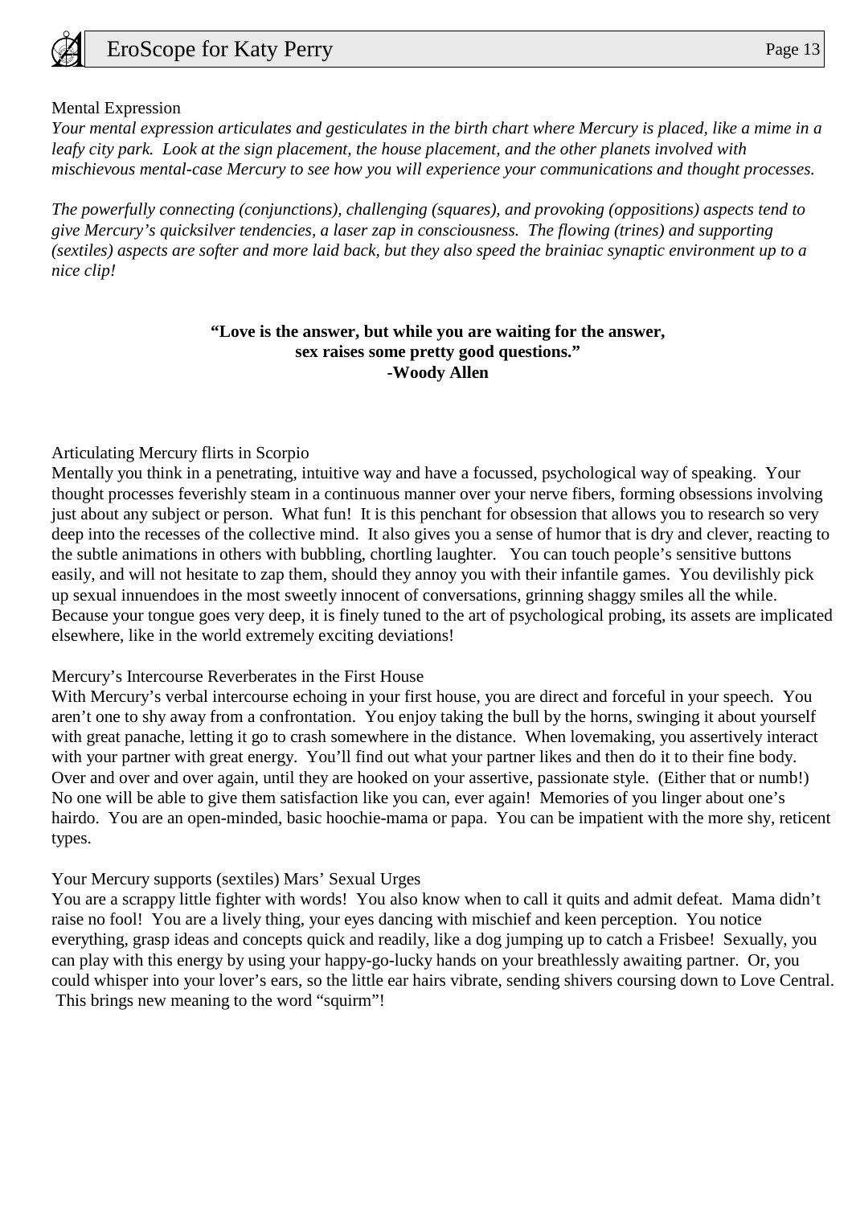## Mental Expression

*Your mental expression articulates and gesticulates in the birth chart where Mercury is placed, like a mime in a leafy city park. Look at the sign placement, the house placement, and the other planets involved with mischievous mental-case Mercury to see how you will experience your communications and thought processes.*

*The powerfully connecting (conjunctions), challenging (squares), and provoking (oppositions) aspects tend to give Mercury's quicksilver tendencies, a laser zap in consciousness. The flowing (trines) and supporting (sextiles) aspects are softer and more laid back, but they also speed the brainiac synaptic environment up to a nice clip!*

**"Love is the answer, but while you are waiting for the answer,
sex raises some pretty good questions."
-Woody Allen**

### Articulating Mercury flirts in Scorpio

Mentally you think in a penetrating, intuitive way and have a focussed, psychological way of speaking. Your thought processes feverishly steam in a continuous manner over your nerve fibers, forming obsessions involving just about any subject or person. What fun! It is this penchant for obsession that allows you to research so very deep into the recesses of the collective mind. It also gives you a sense of humor that is dry and clever, reacting to the subtle animations in others with bubbling, chortling laughter. You can touch people's sensitive buttons easily, and will not hesitate to zap them, should they annoy you with their infantile games. You devilishly pick up sexual innuendoes in the most sweetly innocent of conversations, grinning shaggy smiles all the while. Because your tongue goes very deep, it is finely tuned to the art of psychological probing, its assets are implicated elsewhere, like in the world extremely exciting deviations!

### Mercury's Intercourse Reverberates in the First House

With Mercury's verbal intercourse echoing in your first house, you are direct and forceful in your speech. You aren't one to shy away from a confrontation. You enjoy taking the bull by the horns, swinging it about yourself with great panache, letting it go to crash somewhere in the distance. When lovemaking, you assertively interact with your partner with great energy. You'll find out what your partner likes and then do it to their fine body. Over and over and over again, until they are hooked on your assertive, passionate style. (Either that or numb!) No one will be able to give them satisfaction like you can, ever again! Memories of you linger about one's hairdo. You are an open-minded, basic hoochie-mama or papa. You can be impatient with the more shy, reticent types.

### Your Mercury supports (sextiles) Mars' Sexual Urges

You are a scrappy little fighter with words! You also know when to call it quits and admit defeat. Mama didn't raise no fool! You are a lively thing, your eyes dancing with mischief and keen perception. You notice everything, grasp ideas and concepts quick and readily, like a dog jumping up to catch a Frisbee! Sexually, you can play with this energy by using your happy-go-lucky hands on your breathlessly awaiting partner. Or, you could whisper into your lover's ears, so the little ear hairs vibrate, sending shivers coursing down to Love Central. This brings new meaning to the word "squirm"!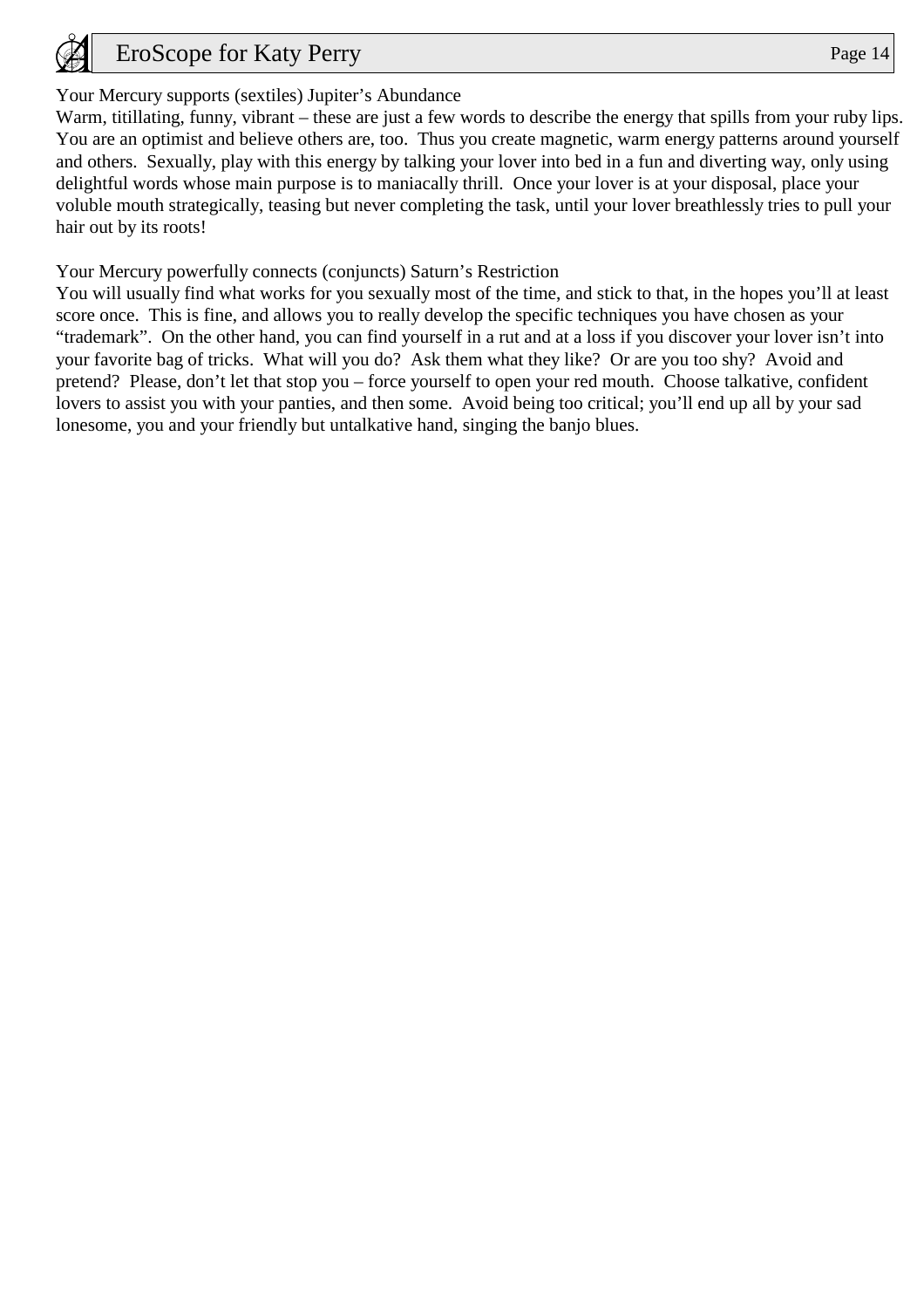Your Mercury supports (sextiles) Jupiter's Abundance

Warm, titillating, funny, vibrant – these are just a few words to describe the energy that spills from your ruby lips. You are an optimist and believe others are, too. Thus you create magnetic, warm energy patterns around yourself and others. Sexually, play with this energy by talking your lover into bed in a fun and diverting way, only using delightful words whose main purpose is to maniacally thrill. Once your lover is at your disposal, place your voluble mouth strategically, teasing but never completing the task, until your lover breathlessly tries to pull your hair out by its roots!

Your Mercury powerfully connects (conjuncts) Saturn's Restriction

You will usually find what works for you sexually most of the time, and stick to that, in the hopes you'll at least score once. This is fine, and allows you to really develop the specific techniques you have chosen as your "trademark". On the other hand, you can find yourself in a rut and at a loss if you discover your lover isn't into your favorite bag of tricks. What will you do? Ask them what they like? Or are you too shy? Avoid and pretend? Please, don't let that stop you – force yourself to open your red mouth. Choose talkative, confident lovers to assist you with your panties, and then some. Avoid being too critical; you'll end up all by your sad lonesome, you and your friendly but untalkative hand, singing the banjo blues.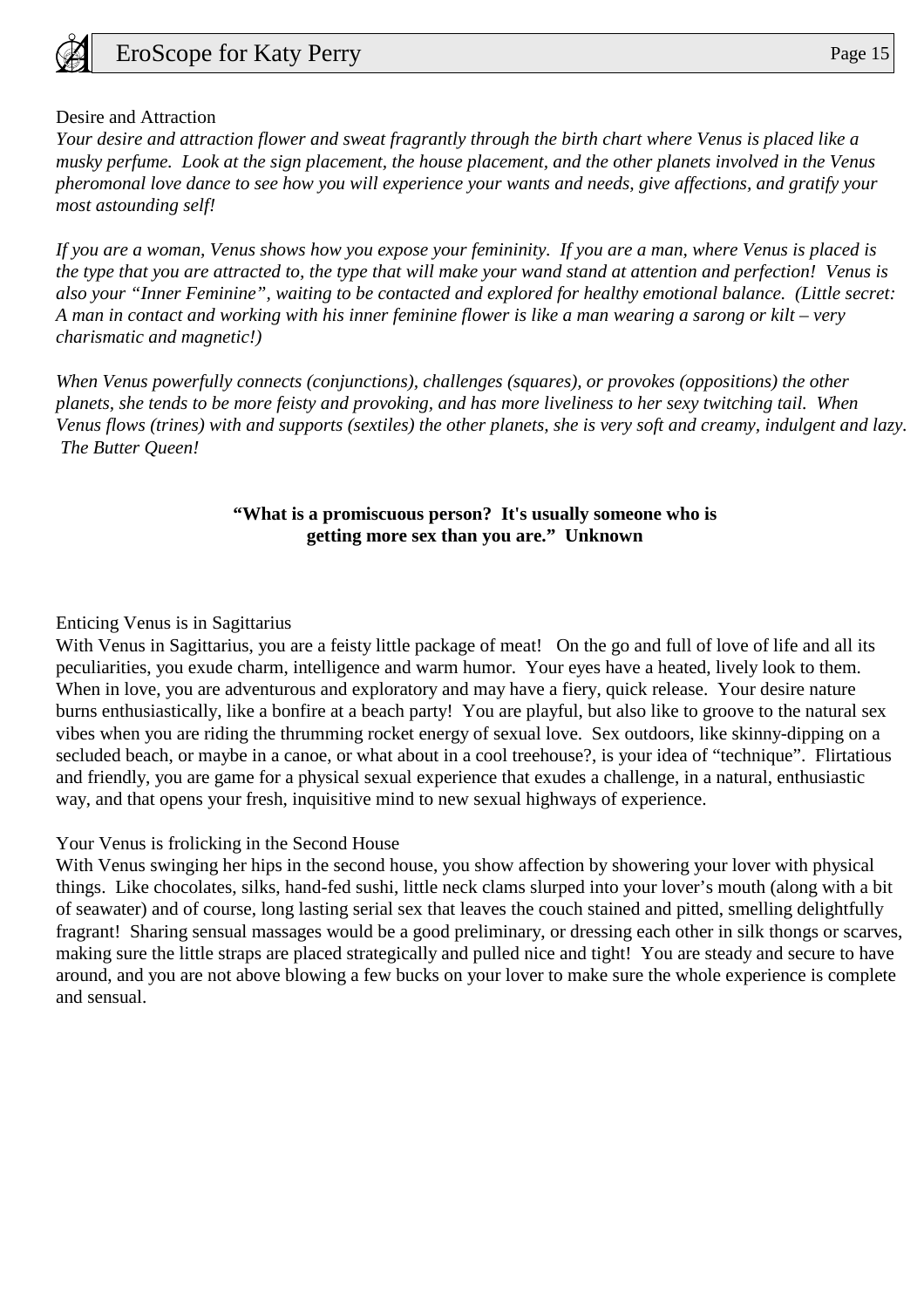Desire and Attraction

*Your desire and attraction flower and sweat fragrantly through the birth chart where Venus is placed like a musky perfume. Look at the sign placement, the house placement, and the other planets involved in the Venus pheromonal love dance to see how you will experience your wants and needs, give affections, and gratify your most astounding self!*

*If you are a woman, Venus shows how you expose your femininity. If you are a man, where Venus is placed is the type that you are attracted to, the type that will make your wand stand at attention and perfection! Venus is also your "Inner Feminine", waiting to be contacted and explored for healthy emotional balance. (Little secret: A man in contact and working with his inner feminine flower is like a man wearing a sarong or kilt – very charismatic and magnetic!)*

*When Venus powerfully connects (conjunctions), challenges (squares), or provokes (oppositions) the other planets, she tends to be more feisty and provoking, and has more liveliness to her sexy twitching tail. When Venus flows (trines) with and supports (sextiles) the other planets, she is very soft and creamy, indulgent and lazy. The Butter Queen!*

**"What is a promiscuous person? It's usually someone who is getting more sex than you are." Unknown**

Enticing Venus is in Sagittarius

With Venus in Sagittarius, you are a feisty little package of meat! On the go and full of love of life and all its peculiarities, you exude charm, intelligence and warm humor. Your eyes have a heated, lively look to them. When in love, you are adventurous and exploratory and may have a fiery, quick release. Your desire nature burns enthusiastically, like a bonfire at a beach party! You are playful, but also like to groove to the natural sex vibes when you are riding the thrumming rocket energy of sexual love. Sex outdoors, like skinny-dipping on a secluded beach, or maybe in a canoe, or what about in a cool treehouse?, is your idea of "technique". Flirtatious and friendly, you are game for a physical sexual experience that exudes a challenge, in a natural, enthusiastic way, and that opens your fresh, inquisitive mind to new sexual highways of experience.

Your Venus is frolicking in the Second House

With Venus swinging her hips in the second house, you show affection by showering your lover with physical things. Like chocolates, silks, hand-fed sushi, little neck clams slurped into your lover's mouth (along with a bit of seawater) and of course, long lasting serial sex that leaves the couch stained and pitted, smelling delightfully fragrant! Sharing sensual massages would be a good preliminary, or dressing each other in silk thongs or scarves, making sure the little straps are placed strategically and pulled nice and tight! You are steady and secure to have around, and you are not above blowing a few bucks on your lover to make sure the whole experience is complete and sensual.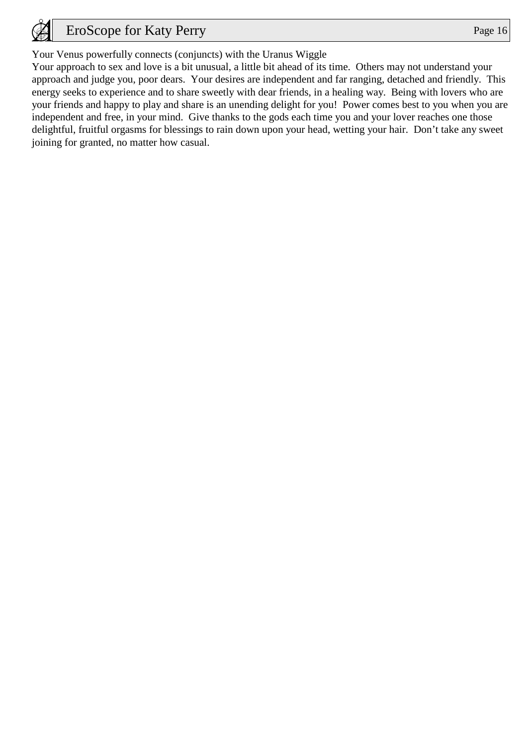Your Venus powerfully connects (conjuncts) with the Uranus Wiggle

Your approach to sex and love is a bit unusual, a little bit ahead of its time. Others may not understand your approach and judge you, poor dears. Your desires are independent and far ranging, detached and friendly. This energy seeks to experience and to share sweetly with dear friends, in a healing way. Being with lovers who are your friends and happy to play and share is an unending delight for you! Power comes best to you when you are independent and free, in your mind. Give thanks to the gods each time you and your lover reaches one those delightful, fruitful orgasms for blessings to rain down upon your head, wetting your hair. Don't take any sweet joining for granted, no matter how casual.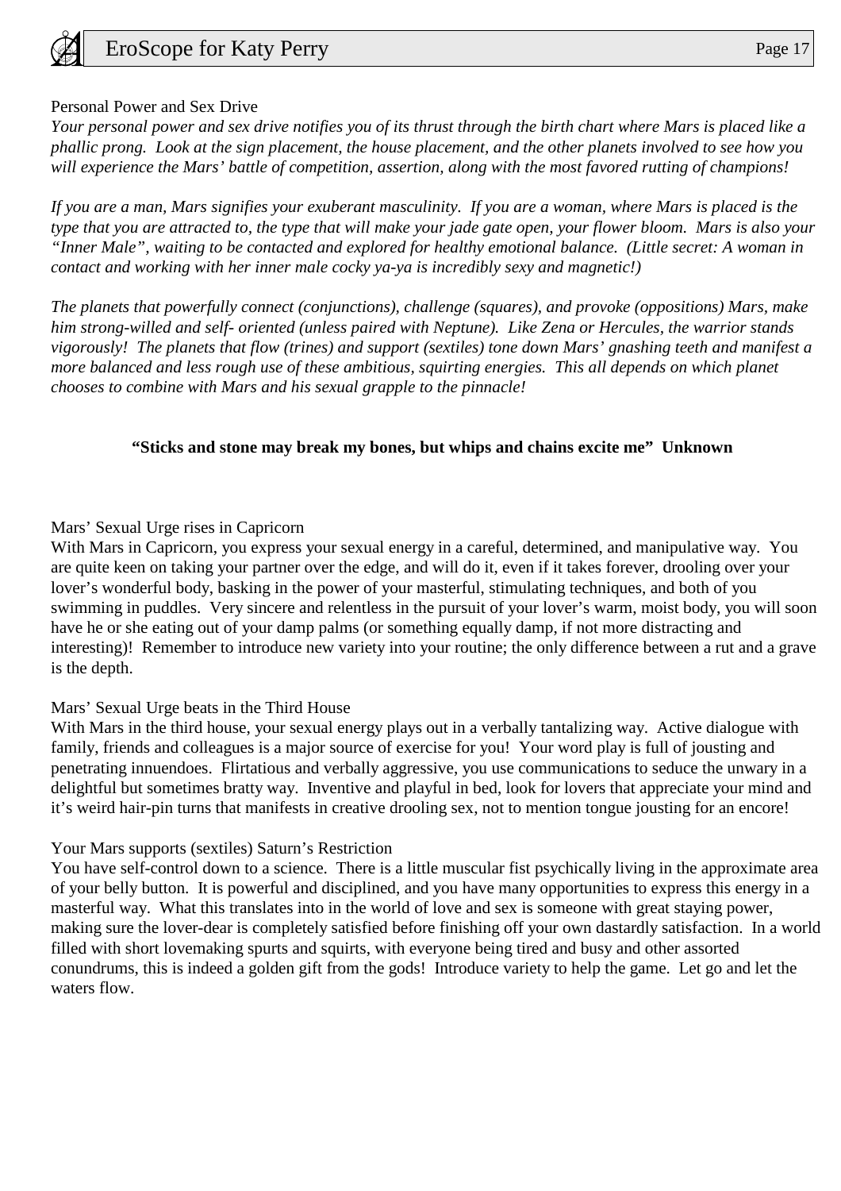Personal Power and Sex Drive

*Your personal power and sex drive notifies you of its thrust through the birth chart where Mars is placed like a phallic prong. Look at the sign placement, the house placement, and the other planets involved to see how you will experience the Mars' battle of competition, assertion, along with the most favored rutting of champions!*

*If you are a man, Mars signifies your exuberant masculinity. If you are a woman, where Mars is placed is the type that you are attracted to, the type that will make your jade gate open, your flower bloom. Mars is also your "Inner Male", waiting to be contacted and explored for healthy emotional balance. (Little secret: A woman in contact and working with her inner male cocky ya-ya is incredibly sexy and magnetic!)*

*The planets that powerfully connect (conjunctions), challenge (squares), and provoke (oppositions) Mars, make him strong-willed and self- oriented (unless paired with Neptune). Like Zena or Hercules, the warrior stands vigorously! The planets that flow (trines) and support (sextiles) tone down Mars' gnashing teeth and manifest a more balanced and less rough use of these ambitious, squirting energies. This all depends on which planet chooses to combine with Mars and his sexual grapple to the pinnacle!*

**"Sticks and stone may break my bones, but whips and chains excite me" Unknown**

Mars' Sexual Urge rises in Capricorn

With Mars in Capricorn, you express your sexual energy in a careful, determined, and manipulative way. You are quite keen on taking your partner over the edge, and will do it, even if it takes forever, drooling over your lover's wonderful body, basking in the power of your masterful, stimulating techniques, and both of you swimming in puddles. Very sincere and relentless in the pursuit of your lover's warm, moist body, you will soon have he or she eating out of your damp palms (or something equally damp, if not more distracting and interesting)! Remember to introduce new variety into your routine; the only difference between a rut and a grave is the depth.

Mars' Sexual Urge beats in the Third House

With Mars in the third house, your sexual energy plays out in a verbally tantalizing way. Active dialogue with family, friends and colleagues is a major source of exercise for you! Your word play is full of jousting and penetrating innuendoes. Flirtatious and verbally aggressive, you use communications to seduce the unwary in a delightful but sometimes bratty way. Inventive and playful in bed, look for lovers that appreciate your mind and it's weird hair-pin turns that manifests in creative drooling sex, not to mention tongue jousting for an encore!

Your Mars supports (sextiles) Saturn's Restriction

You have self-control down to a science. There is a little muscular fist psychically living in the approximate area of your belly button. It is powerful and disciplined, and you have many opportunities to express this energy in a masterful way. What this translates into in the world of love and sex is someone with great staying power, making sure the lover-dear is completely satisfied before finishing off your own dastardly satisfaction. In a world filled with short lovemaking spurts and squirts, with everyone being tired and busy and other assorted conundrums, this is indeed a golden gift from the gods! Introduce variety to help the game. Let go and let the waters flow.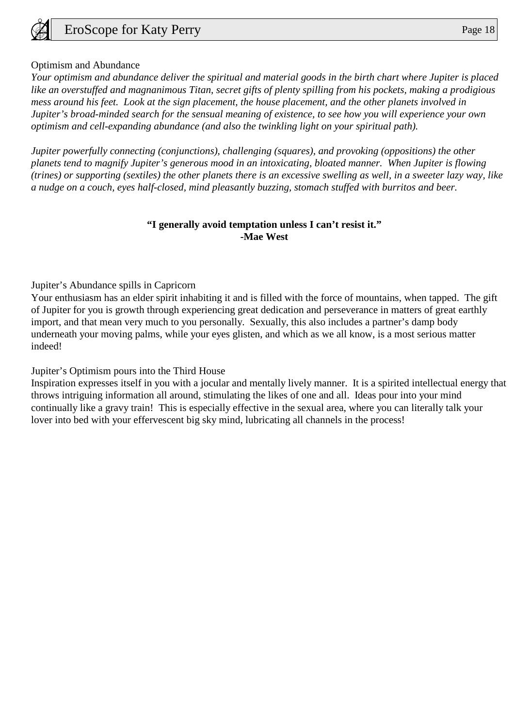Optimism and Abundance

*Your optimism and abundance deliver the spiritual and material goods in the birth chart where Jupiter is placed like an overstuffed and magnanimous Titan, secret gifts of plenty spilling from his pockets, making a prodigious mess around his feet. Look at the sign placement, the house placement, and the other planets involved in Jupiter's broad-minded search for the sensual meaning of existence, to see how you will experience your own optimism and cell-expanding abundance (and also the twinkling light on your spiritual path).*

*Jupiter powerfully connecting (conjunctions), challenging (squares), and provoking (oppositions) the other planets tend to magnify Jupiter's generous mood in an intoxicating, bloated manner. When Jupiter is flowing (trines) or supporting (sextiles) the other planets there is an excessive swelling as well, in a sweeter lazy way, like a nudge on a couch, eyes half-closed, mind pleasantly buzzing, stomach stuffed with burritos and beer.*

**"I generally avoid temptation unless I can't resist it."**
**-Mae West**

Jupiter's Abundance spills in Capricorn

Your enthusiasm has an elder spirit inhabiting it and is filled with the force of mountains, when tapped. The gift of Jupiter for you is growth through experiencing great dedication and perseverance in matters of great earthly import, and that mean very much to you personally. Sexually, this also includes a partner's damp body underneath your moving palms, while your eyes glisten, and which as we all know, is a most serious matter indeed!

Jupiter's Optimism pours into the Third House

Inspiration expresses itself in you with a jocular and mentally lively manner. It is a spirited intellectual energy that throws intriguing information all around, stimulating the likes of one and all. Ideas pour into your mind continually like a gravy train! This is especially effective in the sexual area, where you can literally talk your lover into bed with your effervescent big sky mind, lubricating all channels in the process!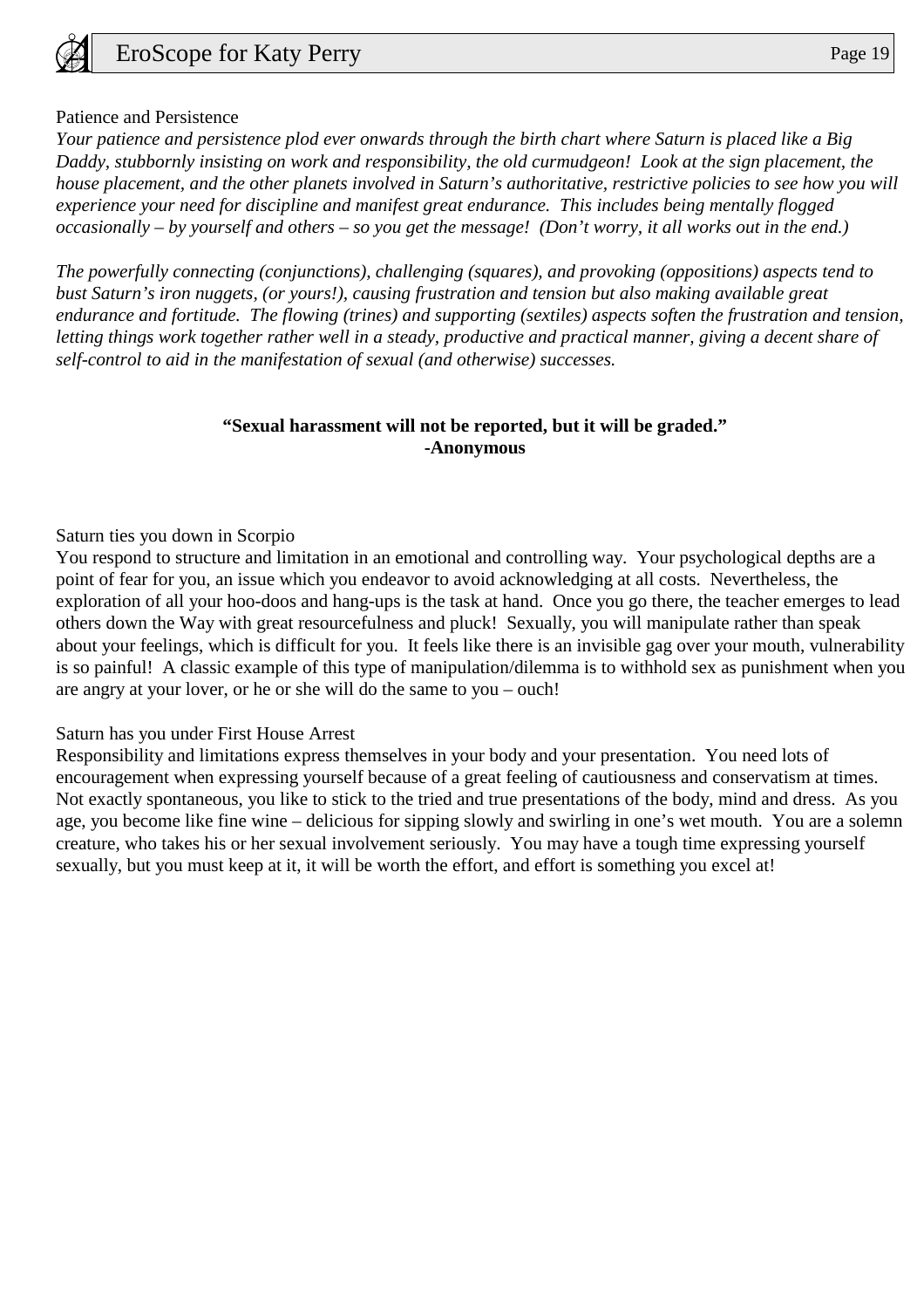Patience and Persistence

*Your patience and persistence plod ever onwards through the birth chart where Saturn is placed like a Big Daddy, stubbornly insisting on work and responsibility, the old curmudgeon! Look at the sign placement, the house placement, and the other planets involved in Saturn's authoritative, restrictive policies to see how you will experience your need for discipline and manifest great endurance. This includes being mentally flogged occasionally – by yourself and others – so you get the message! (Don't worry, it all works out in the end.)*

*The powerfully connecting (conjunctions), challenging (squares), and provoking (oppositions) aspects tend to bust Saturn's iron nuggets, (or yours!), causing frustration and tension but also making available great endurance and fortitude. The flowing (trines) and supporting (sextiles) aspects soften the frustration and tension, letting things work together rather well in a steady, productive and practical manner, giving a decent share of self-control to aid in the manifestation of sexual (and otherwise) successes.*

**"Sexual harassment will not be reported, but it will be graded."**
**-Anonymous**

Saturn ties you down in Scorpio

You respond to structure and limitation in an emotional and controlling way. Your psychological depths are a point of fear for you, an issue which you endeavor to avoid acknowledging at all costs. Nevertheless, the exploration of all your hoo-doos and hang-ups is the task at hand. Once you go there, the teacher emerges to lead others down the Way with great resourcefulness and pluck! Sexually, you will manipulate rather than speak about your feelings, which is difficult for you. It feels like there is an invisible gag over your mouth, vulnerability is so painful! A classic example of this type of manipulation/dilemma is to withhold sex as punishment when you are angry at your lover, or he or she will do the same to you – ouch!

Saturn has you under First House Arrest

Responsibility and limitations express themselves in your body and your presentation. You need lots of encouragement when expressing yourself because of a great feeling of cautiousness and conservatism at times. Not exactly spontaneous, you like to stick to the tried and true presentations of the body, mind and dress. As you age, you become like fine wine – delicious for sipping slowly and swirling in one's wet mouth. You are a solemn creature, who takes his or her sexual involvement seriously. You may have a tough time expressing yourself sexually, but you must keep at it, it will be worth the effort, and effort is something you excel at!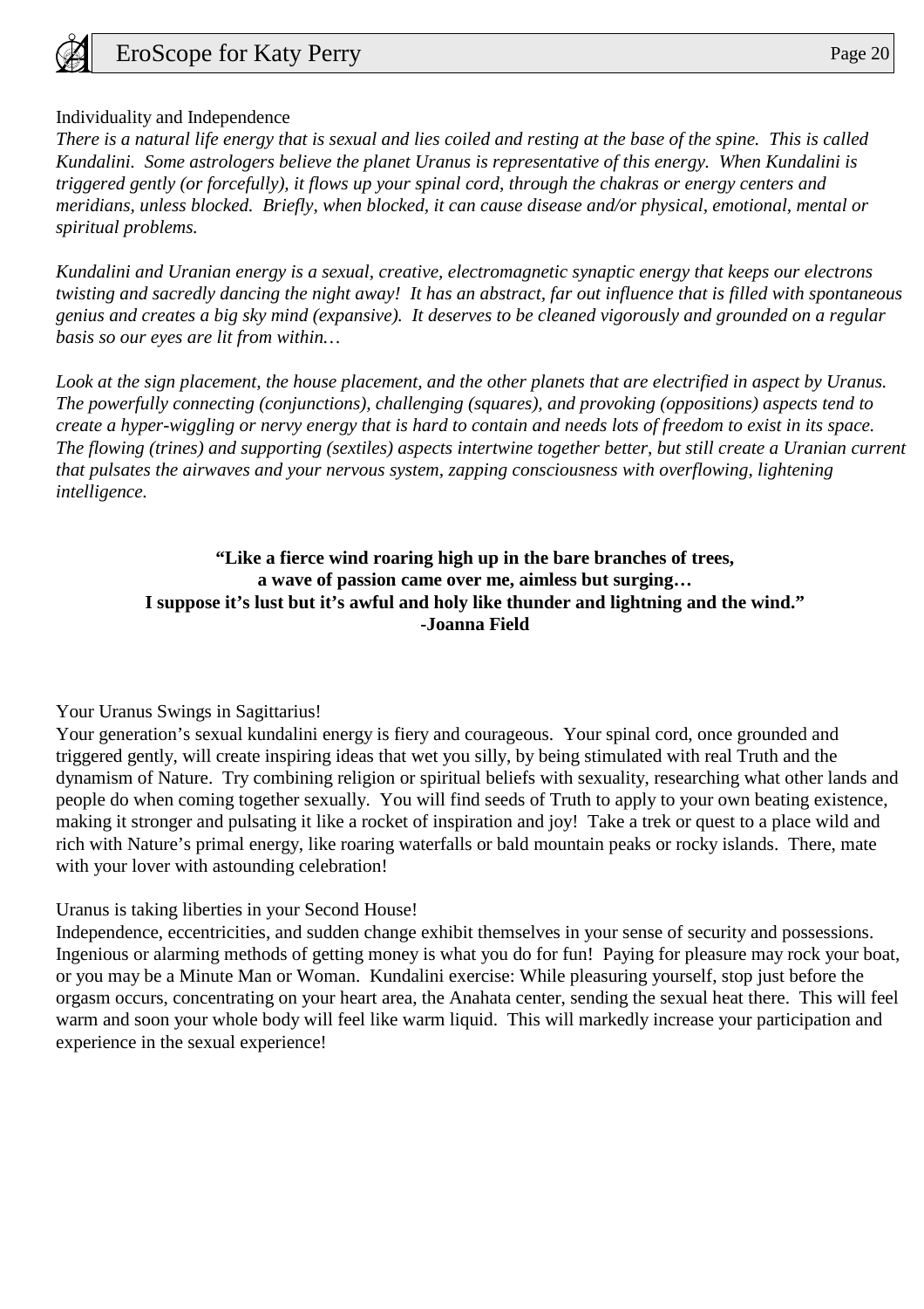Individuality and Independence

*There is a natural life energy that is sexual and lies coiled and resting at the base of the spine. This is called Kundalini. Some astrologers believe the planet Uranus is representative of this energy. When Kundalini is triggered gently (or forcefully), it flows up your spinal cord, through the chakras or energy centers and meridians, unless blocked. Briefly, when blocked, it can cause disease and/or physical, emotional, mental or spiritual problems.*

*Kundalini and Uranian energy is a sexual, creative, electromagnetic synaptic energy that keeps our electrons twisting and sacredly dancing the night away! It has an abstract, far out influence that is filled with spontaneous genius and creates a big sky mind (expansive). It deserves to be cleaned vigorously and grounded on a regular basis so our eyes are lit from within…*

*Look at the sign placement, the house placement, and the other planets that are electrified in aspect by Uranus. The powerfully connecting (conjunctions), challenging (squares), and provoking (oppositions) aspects tend to create a hyper-wiggling or nervy energy that is hard to contain and needs lots of freedom to exist in its space. The flowing (trines) and supporting (sextiles) aspects intertwine together better, but still create a Uranian current that pulsates the airwaves and your nervous system, zapping consciousness with overflowing, lightening intelligence.*

**"Like a fierce wind roaring high up in the bare branches of trees,
a wave of passion came over me, aimless but surging…
I suppose it's lust but it's awful and holy like thunder and lightning and the wind."
-Joanna Field**

Your Uranus Swings in Sagittarius!

Your generation's sexual kundalini energy is fiery and courageous. Your spinal cord, once grounded and triggered gently, will create inspiring ideas that wet you silly, by being stimulated with real Truth and the dynamism of Nature. Try combining religion or spiritual beliefs with sexuality, researching what other lands and people do when coming together sexually. You will find seeds of Truth to apply to your own beating existence, making it stronger and pulsating it like a rocket of inspiration and joy! Take a trek or quest to a place wild and rich with Nature's primal energy, like roaring waterfalls or bald mountain peaks or rocky islands. There, mate with your lover with astounding celebration!

Uranus is taking liberties in your Second House!

Independence, eccentricities, and sudden change exhibit themselves in your sense of security and possessions. Ingenious or alarming methods of getting money is what you do for fun! Paying for pleasure may rock your boat, or you may be a Minute Man or Woman. Kundalini exercise: While pleasuring yourself, stop just before the orgasm occurs, concentrating on your heart area, the Anahata center, sending the sexual heat there. This will feel warm and soon your whole body will feel like warm liquid. This will markedly increase your participation and experience in the sexual experience!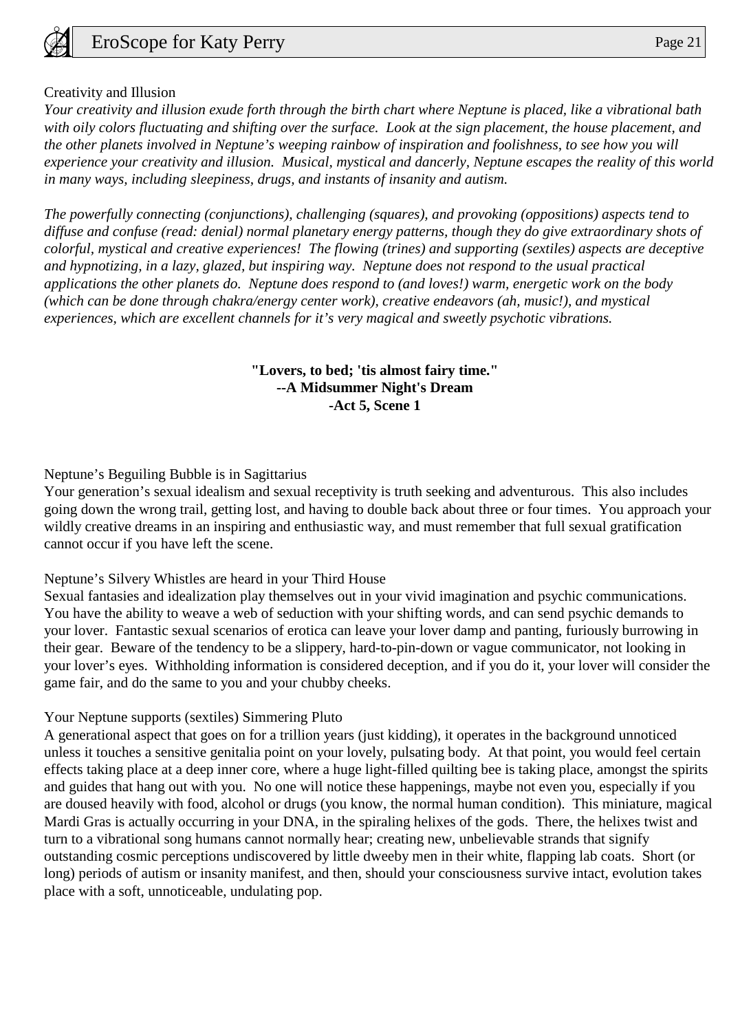Creativity and Illusion

*Your creativity and illusion exude forth through the birth chart where Neptune is placed, like a vibrational bath with oily colors fluctuating and shifting over the surface. Look at the sign placement, the house placement, and the other planets involved in Neptune's weeping rainbow of inspiration and foolishness, to see how you will experience your creativity and illusion. Musical, mystical and dancerly, Neptune escapes the reality of this world in many ways, including sleepiness, drugs, and instants of insanity and autism.*

*The powerfully connecting (conjunctions), challenging (squares), and provoking (oppositions) aspects tend to diffuse and confuse (read: denial) normal planetary energy patterns, though they do give extraordinary shots of colorful, mystical and creative experiences! The flowing (trines) and supporting (sextiles) aspects are deceptive and hypnotizing, in a lazy, glazed, but inspiring way. Neptune does not respond to the usual practical applications the other planets do. Neptune does respond to (and loves!) warm, energetic work on the body (which can be done through chakra/energy center work), creative endeavors (ah, music!), and mystical experiences, which are excellent channels for it's very magical and sweetly psychotic vibrations.*

**"Lovers, to bed; 'tis almost fairy time."**
**--A Midsummer Night's Dream**
**-Act 5, Scene 1**

Neptune's Beguiling Bubble is in Sagittarius

Your generation's sexual idealism and sexual receptivity is truth seeking and adventurous. This also includes going down the wrong trail, getting lost, and having to double back about three or four times. You approach your wildly creative dreams in an inspiring and enthusiastic way, and must remember that full sexual gratification cannot occur if you have left the scene.

Neptune's Silvery Whistles are heard in your Third House

Sexual fantasies and idealization play themselves out in your vivid imagination and psychic communications. You have the ability to weave a web of seduction with your shifting words, and can send psychic demands to your lover. Fantastic sexual scenarios of erotica can leave your lover damp and panting, furiously burrowing in their gear. Beware of the tendency to be a slippery, hard-to-pin-down or vague communicator, not looking in your lover's eyes. Withholding information is considered deception, and if you do it, your lover will consider the game fair, and do the same to you and your chubby cheeks.

Your Neptune supports (sextiles) Simmering Pluto

A generational aspect that goes on for a trillion years (just kidding), it operates in the background unnoticed unless it touches a sensitive genitalia point on your lovely, pulsating body. At that point, you would feel certain effects taking place at a deep inner core, where a huge light-filled quilting bee is taking place, amongst the spirits and guides that hang out with you. No one will notice these happenings, maybe not even you, especially if you are doused heavily with food, alcohol or drugs (you know, the normal human condition). This miniature, magical Mardi Gras is actually occurring in your DNA, in the spiraling helixes of the gods. There, the helixes twist and turn to a vibrational song humans cannot normally hear; creating new, unbelievable strands that signify outstanding cosmic perceptions undiscovered by little dweeby men in their white, flapping lab coats. Short (or long) periods of autism or insanity manifest, and then, should your consciousness survive intact, evolution takes place with a soft, unnoticeable, undulating pop.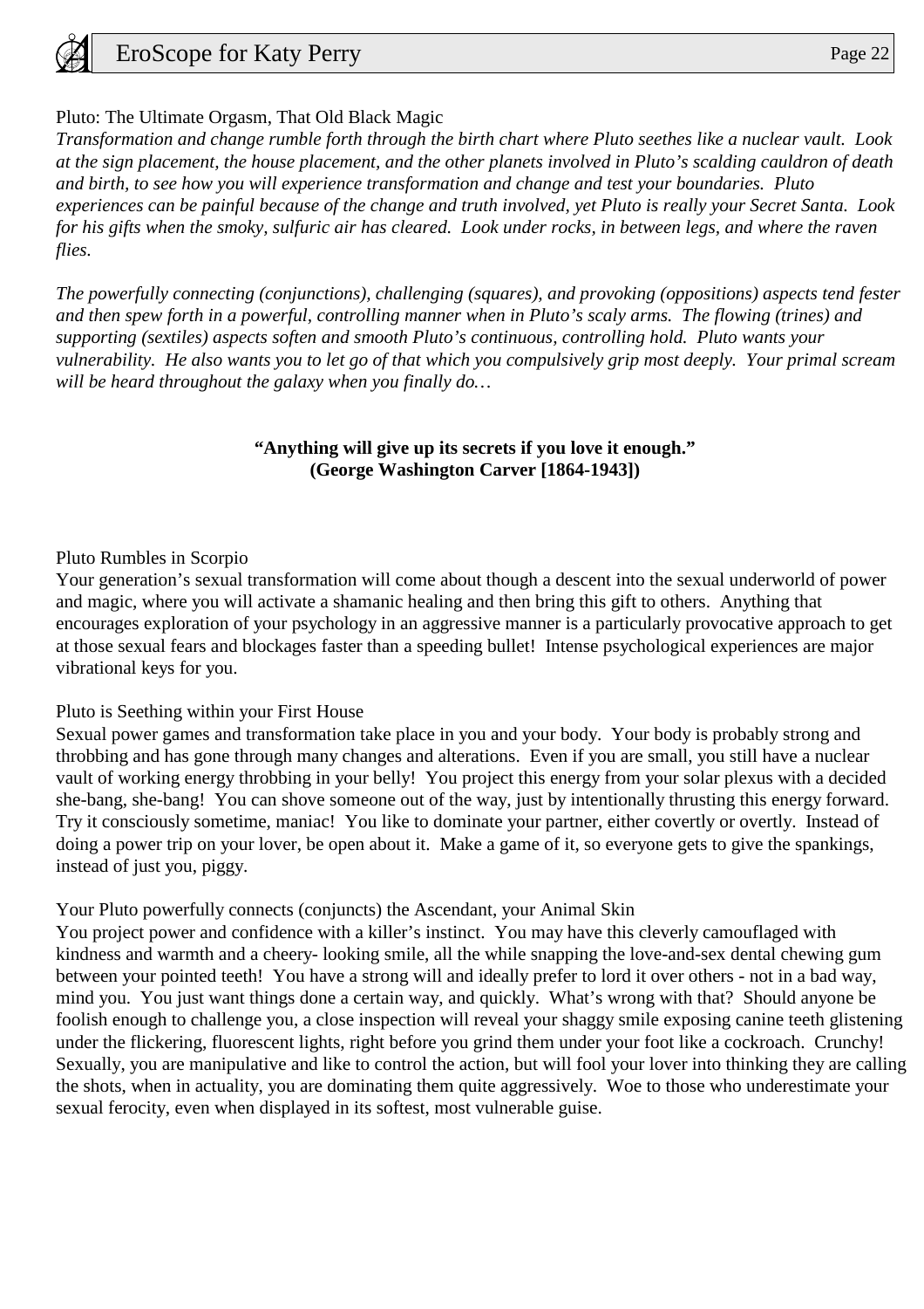### Pluto: The Ultimate Orgasm, That Old Black Magic

*Transformation and change rumble forth through the birth chart where Pluto seethes like a nuclear vault. Look at the sign placement, the house placement, and the other planets involved in Pluto's scalding cauldron of death and birth, to see how you will experience transformation and change and test your boundaries. Pluto experiences can be painful because of the change and truth involved, yet Pluto is really your Secret Santa. Look for his gifts when the smoky, sulfuric air has cleared. Look under rocks, in between legs, and where the raven flies.*

*The powerfully connecting (conjunctions), challenging (squares), and provoking (oppositions) aspects tend fester and then spew forth in a powerful, controlling manner when in Pluto's scaly arms. The flowing (trines) and supporting (sextiles) aspects soften and smooth Pluto's continuous, controlling hold. Pluto wants your vulnerability. He also wants you to let go of that which you compulsively grip most deeply. Your primal scream will be heard throughout the galaxy when you finally do…*

**"Anything will give up its secrets if you love it enough."**
**(George Washington Carver [1864-1943])**

### Pluto Rumbles in Scorpio

Your generation's sexual transformation will come about though a descent into the sexual underworld of power and magic, where you will activate a shamanic healing and then bring this gift to others. Anything that encourages exploration of your psychology in an aggressive manner is a particularly provocative approach to get at those sexual fears and blockages faster than a speeding bullet! Intense psychological experiences are major vibrational keys for you.

### Pluto is Seething within your First House

Sexual power games and transformation take place in you and your body. Your body is probably strong and throbbing and has gone through many changes and alterations. Even if you are small, you still have a nuclear vault of working energy throbbing in your belly! You project this energy from your solar plexus with a decided she-bang, she-bang! You can shove someone out of the way, just by intentionally thrusting this energy forward. Try it consciously sometime, maniac! You like to dominate your partner, either covertly or overtly. Instead of doing a power trip on your lover, be open about it. Make a game of it, so everyone gets to give the spankings, instead of just you, piggy.

### Your Pluto powerfully connects (conjuncts) the Ascendant, your Animal Skin

You project power and confidence with a killer's instinct. You may have this cleverly camouflaged with kindness and warmth and a cheery- looking smile, all the while snapping the love-and-sex dental chewing gum between your pointed teeth! You have a strong will and ideally prefer to lord it over others - not in a bad way, mind you. You just want things done a certain way, and quickly. What's wrong with that? Should anyone be foolish enough to challenge you, a close inspection will reveal your shaggy smile exposing canine teeth glistening under the flickering, fluorescent lights, right before you grind them under your foot like a cockroach. Crunchy! Sexually, you are manipulative and like to control the action, but will fool your lover into thinking they are calling the shots, when in actuality, you are dominating them quite aggressively. Woe to those who underestimate your sexual ferocity, even when displayed in its softest, most vulnerable guise.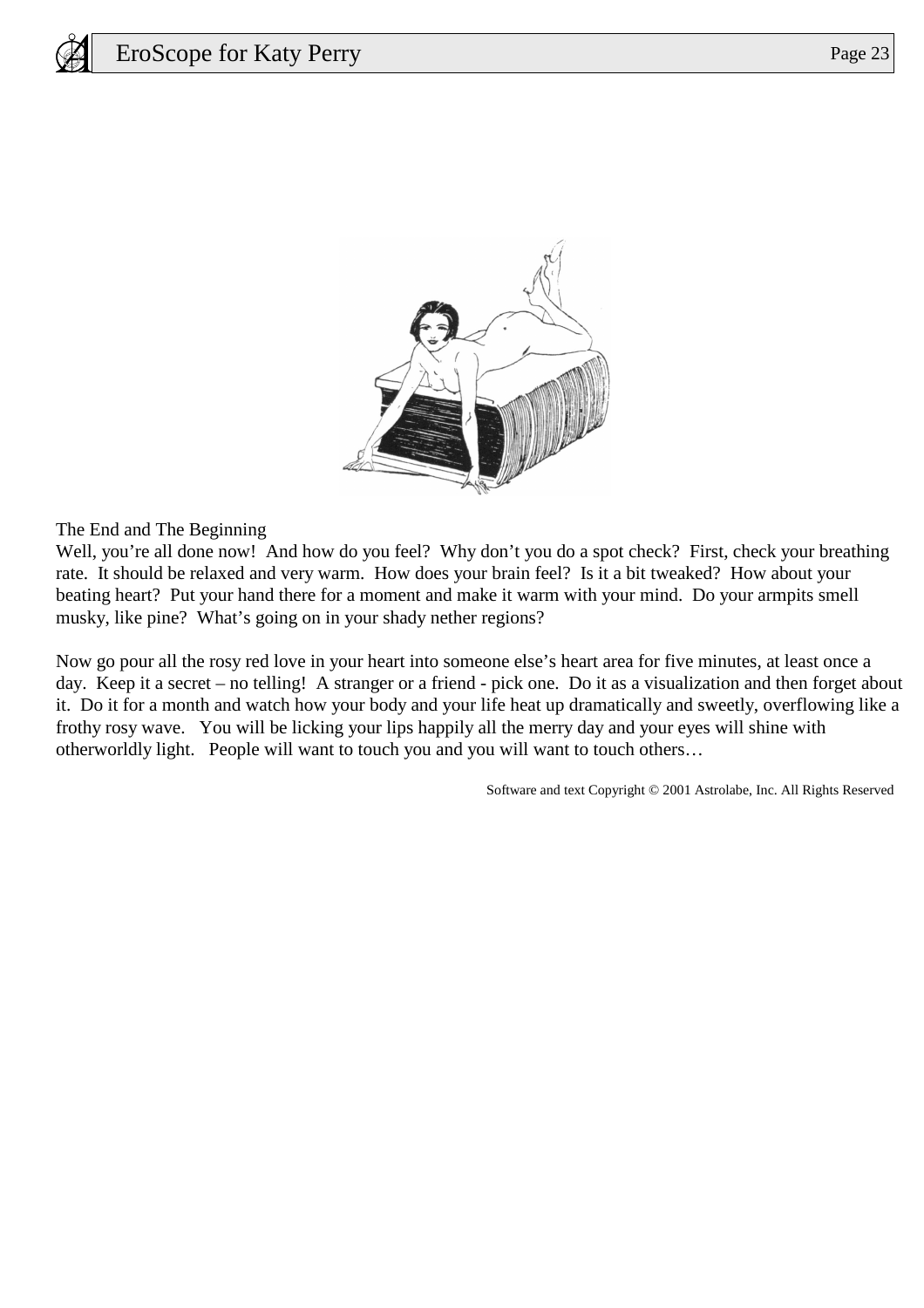The End and The Beginning

Well, you're all done now! And how do you feel? Why don't you do a spot check? First, check your breathing rate. It should be relaxed and very warm. How does your brain feel? Is it a bit tweaked? How about your beating heart? Put your hand there for a moment and make it warm with your mind. Do your armpits smell musky, like pine? What's going on in your shady nether regions?

Now go pour all the rosy red love in your heart into someone else's heart area for five minutes, at least once a day. Keep it a secret – no telling! A stranger or a friend - pick one. Do it as a visualization and then forget about it. Do it for a month and watch how your body and your life heat up dramatically and sweetly, overflowing like a frothy rosy wave. You will be licking your lips happily all the merry day and your eyes will shine with otherworldly light. People will want to touch you and you will want to touch others…

Software and text Copyright © 2001 Astrolabe, Inc. All Rights Reserved